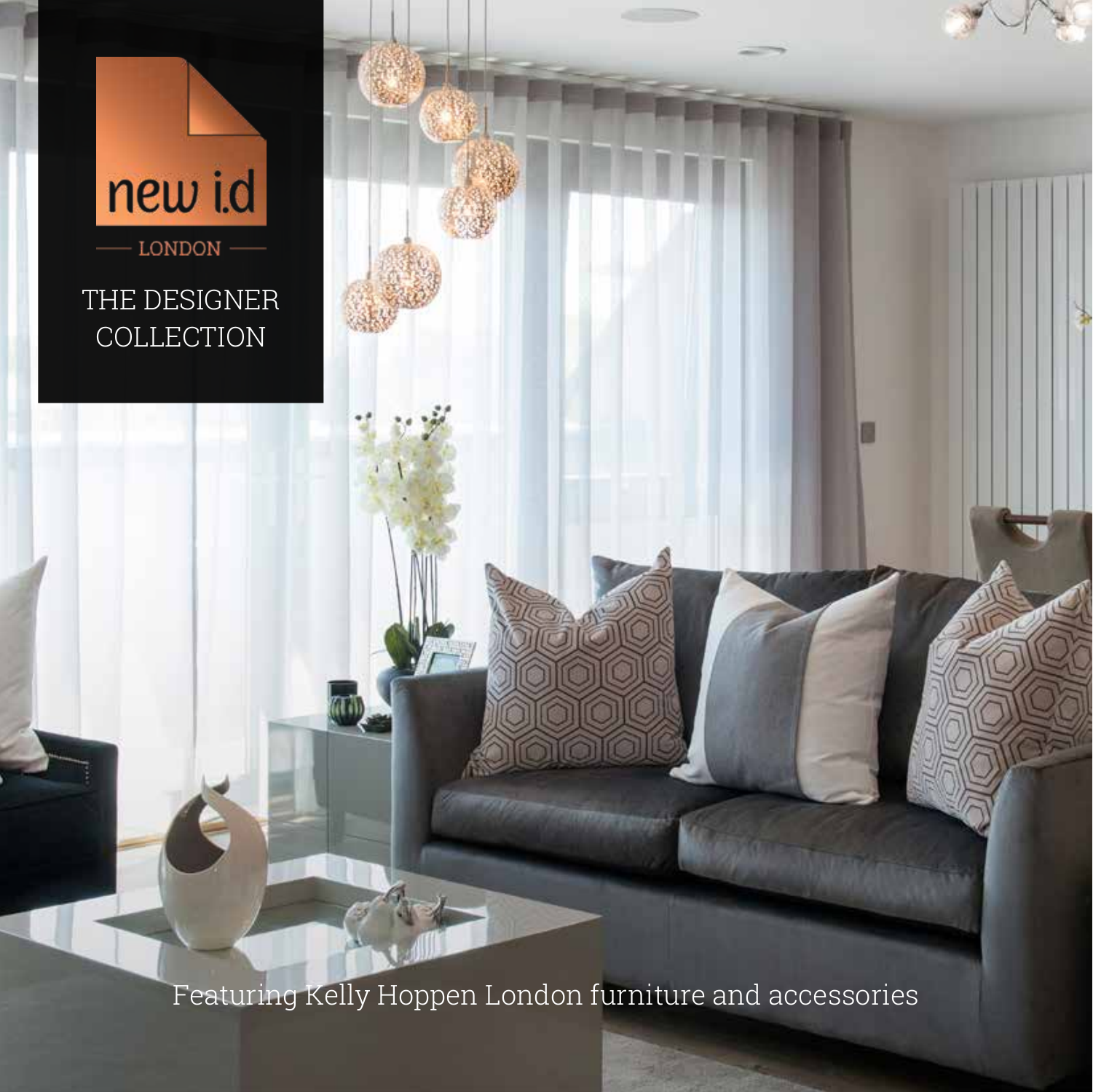new i.d

LONDON

# THE DESIGNER COLLECTION

Featuring Kelly Hoppen London furniture and accessories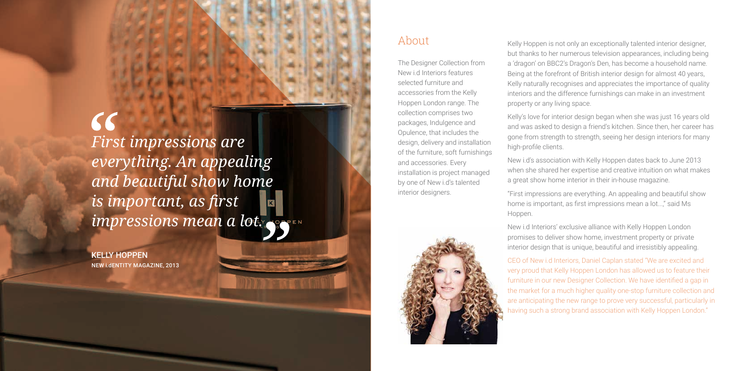> *First impressions are everything. An appealing and beautiful show home is important, as first impressions mean a lot.*
>
> **KELLY HOPPEN**
> NEW i.dENTITY MAGAZINE, 2013

## About

The Designer Collection from New i.d Interiors features selected furniture and accessories from the Kelly Hoppen London range. The collection comprises two packages, Indulgence and Opulence, that includes the design, delivery and installation of the furniture, soft furnishings and accessories. Every installation is project managed by one of New i.d's talented interior designers.

Kelly Hoppen is not only an exceptionally talented interior designer, but thanks to her numerous television appearances, including being a 'dragon' on BBC2's Dragon's Den, has become a household name. Being at the forefront of British interior design for almost 40 years, Kelly naturally recognises and appreciates the importance of quality interiors and the difference furnishings can make in an investment property or any living space.

Kelly's love for interior design began when she was just 16 years old and was asked to design a friend's kitchen. Since then, her career has gone from strength to strength, seeing her design interiors for many high-profile clients.

New i.d's association with Kelly Hoppen dates back to June 2013 when she shared her expertise and creative intuition on what makes a great show home interior in their in-house magazine.

"First impressions are everything. An appealing and beautiful show home is important, as first impressions mean a lot...," said Ms Hoppen.

New i.d Interiors' exclusive alliance with Kelly Hoppen London promises to deliver show home, investment property or private interior design that is unique, beautiful and irresistibly appealing.

CEO of New i.d Interiors, Daniel Caplan stated "We are excited and very proud that Kelly Hoppen London has allowed us to feature their furniture in our new Designer Collection. We have identified a gap in the market for a much higher quality one-stop furniture collection and are anticipating the new range to prove very successful, particularly in having such a strong brand association with Kelly Hoppen London."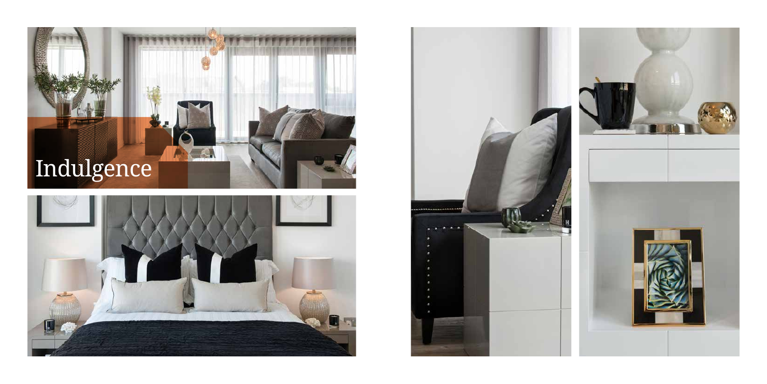# Indulgence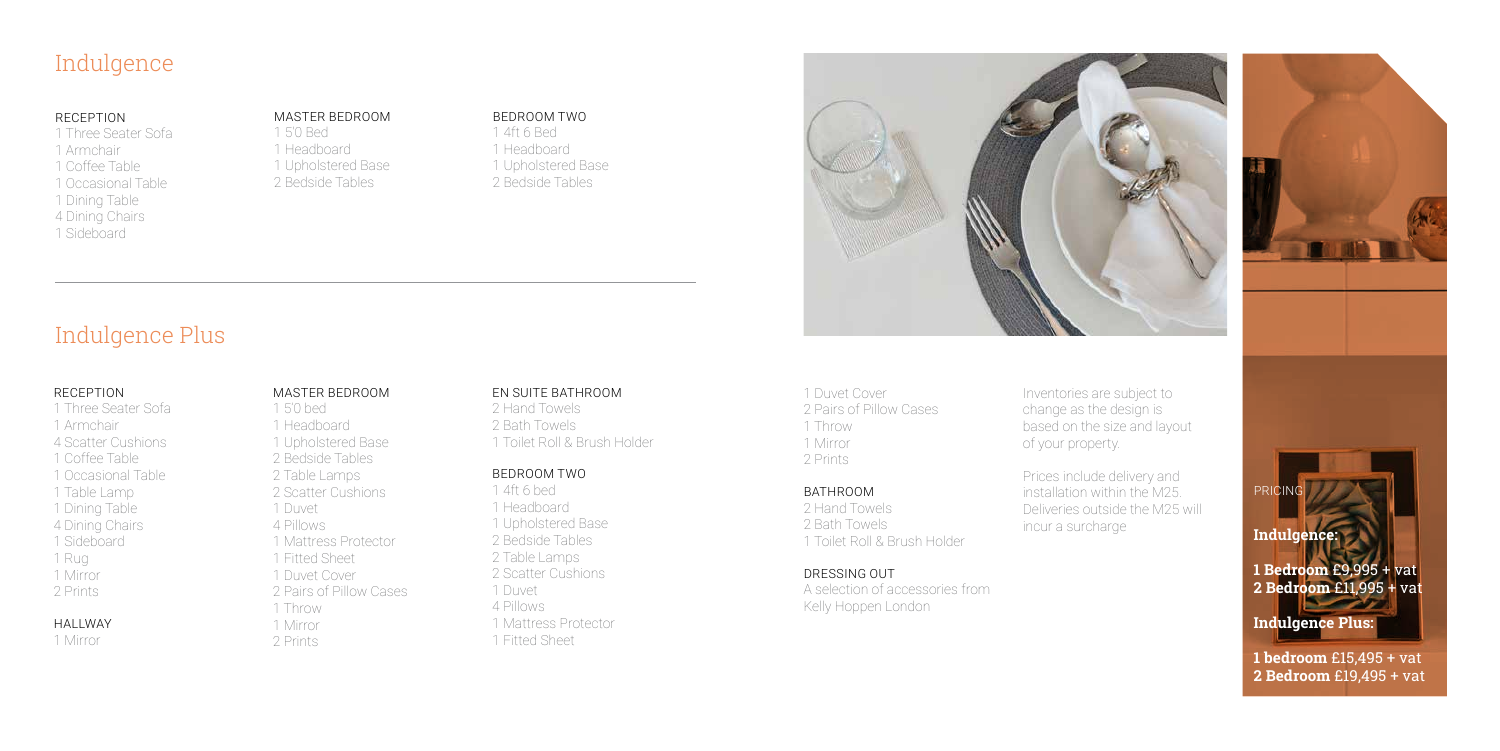# Indulgence

RECEPTION
1 Three Seater Sofa
1 Armchair
1 Coffee Table
1 Occasional Table
1 Dining Table
4 Dining Chairs
1 Sideboard

MASTER BEDROOM
1 5'0 Bed
1 Headboard
1 Upholstered Base
2 Bedside Tables

BEDROOM TWO
1 4ft 6 Bed
1 Headboard
1 Upholstered Base
2 Bedside Tables

# Indulgence Plus

RECEPTION
1 Three Seater Sofa
1 Armchair
4 Scatter Cushions
1 Coffee Table
1 Occasional Table
1 Table Lamp
1 Dining Table
4 Dining Chairs
1 Sideboard
1 Rug
1 Mirror
2 Prints

HALLWAY
1 Mirror

MASTER BEDROOM
1 5'0 bed
1 Headboard
1 Upholstered Base
2 Bedside Tables
2 Table Lamps
2 Scatter Cushions
1 Duvet
4 Pillows
1 Mattress Protector
1 Fitted Sheet
1 Duvet Cover
2 Pairs of Pillow Cases
1 Throw
1 Mirror
2 Prints

EN SUITE BATHROOM
2 Hand Towels
2 Bath Towels
1 Toilet Roll & Brush Holder

BEDROOM TWO
1 4ft 6 bed
1 Headboard
1 Upholstered Base
2 Bedside Tables
2 Table Lamps
2 Scatter Cushions
1 Duvet
4 Pillows
1 Mattress Protector
1 Fitted Sheet
1 Duvet Cover
2 Pairs of Pillow Cases
1 Throw
1 Mirror
2 Prints

BATHROOM
2 Hand Towels
2 Bath Towels
1 Toilet Roll & Brush Holder

DRESSING OUT
A selection of accessories from Kelly Hoppen London

Inventories are subject to change as the design is based on the size and layout of your property.

Prices include delivery and installation within the M25. Deliveries outside the M25 will incur a surcharge

PRICING

**Indulgence:**

**1 Bedroom** £9,995 + vat
**2 Bedroom** £11,995 + vat

**Indulgence Plus:**

**1 bedroom** £15,495 + vat
**2 Bedroom** £19,495 + vat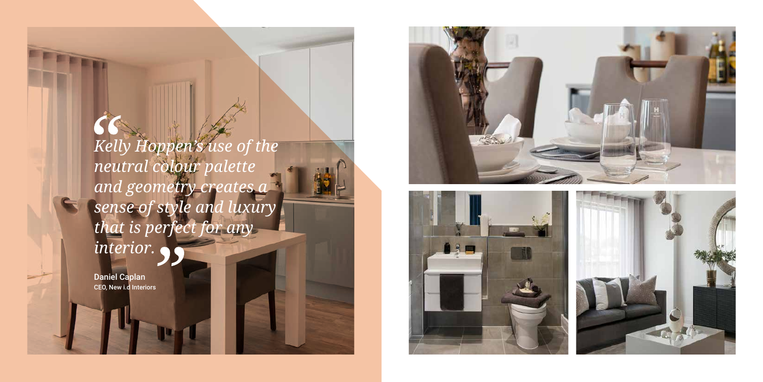> *"Kelly Hoppen's use of the neutral colour palette and geometry creates a sense of style and luxury that is perfect for any interior."*

**Daniel Caplan**
CEO, New i.d Interiors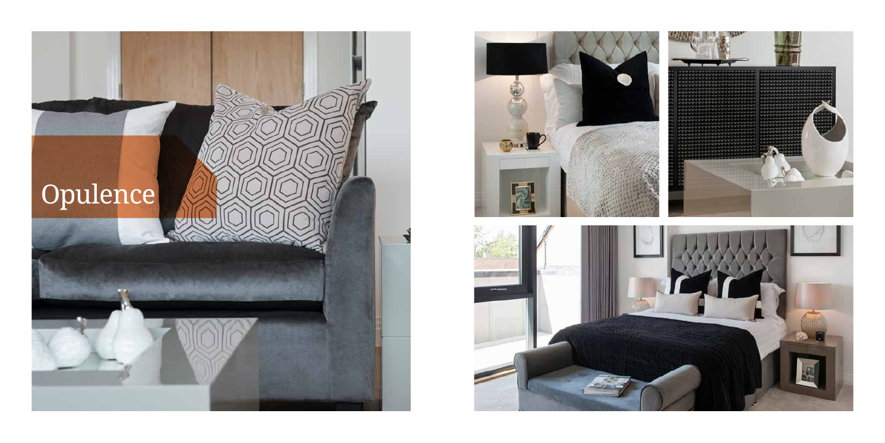# Opulence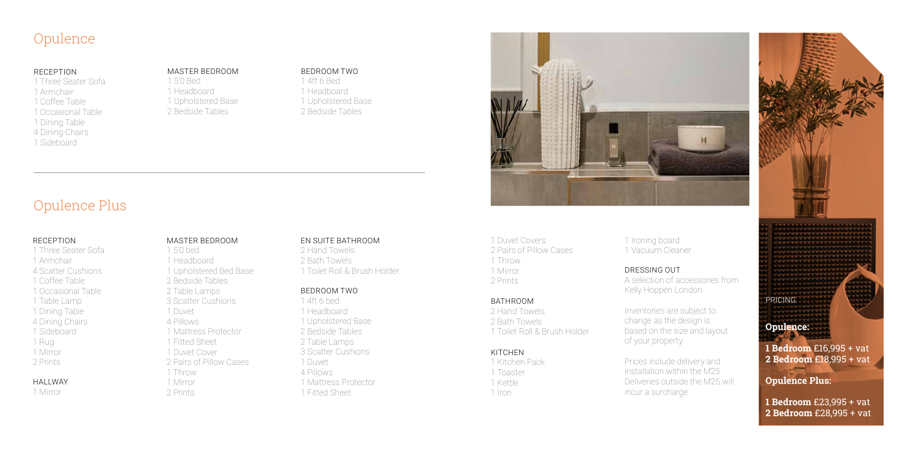# Opulence

### RECEPTION
1 Three Seater Sofa
1 Armchair
1 Coffee Table
1 Occasional Table
1 Dining Table
4 Dining Chairs
1 Sideboard

### MASTER BEDROOM
1 5'0 Bed
1 Headboard
1 Upholstered Base
2 Bedside Tables

### BEDROOM TWO
1 4ft 6 Bed
1 Headboard
1 Upholstered Base
2 Bedside Tables

# Opulence Plus

### RECEPTION
1 Three Seater Sofa
1 Armchair
4 Scatter Cushions
1 Coffee Table
1 Occasional Table
1 Table Lamp
1 Dining Table
4 Dining Chairs
1 Sideboard
1 Rug
1 Mirror
2 Prints

### HALLWAY
1 Mirror

### MASTER BEDROOM
1 5'0 bed
1 Headboard
1 Upholstered Bed Base
2 Bedside Tables
2 Table Lamps
3 Scatter Cushions
1 Duvet
4 Pillows
1 Mattress Protector
1 Fitted Sheet
1 Duvet Cover
2 Pairs of Pillow Cases
1 Throw
1 Mirror
2 Prints

### EN SUITE BATHROOM
2 Hand Towels
2 Bath Towels
1 Toilet Roll & Brush Holder

### BEDROOM TWO
1 4ft 6 bed
1 Headboard
1 Upholstered Base
2 Bedside Tables
2 Table Lamps
3 Scatter Cushions
1 Duvet
4 Pillows
1 Mattress Protector
1 Fitted Sheet
1 Duvet Covers
2 Pairs of Pillow Cases
1 Throw
1 Mirror
2 Prints

### BATHROOM
2 Hand Towels
2 Bath Towels
1 Toilet Roll & Brush Holder

### KITCHEN
1 Kitchen Pack
1 Toaster
1 Kettle
1 Iron
1 Ironing board
1 Vacuum Cleaner

### DRESSING OUT
A selection of accessories from Kelly Hoppen London

Inventories are subject to change as the design is based on the size and layout of your property.

Prices include delivery and installation within the M25. Deliveries outside the M25 will incur a surcharge

### PRICING

**Opulence:**

**1 Bedroom** £16,995 + vat
**2 Bedroom** £18,995 + vat

**Opulence Plus:**

**1 Bedroom** £23,995 + vat
**2 Bedroom** £28,995 + vat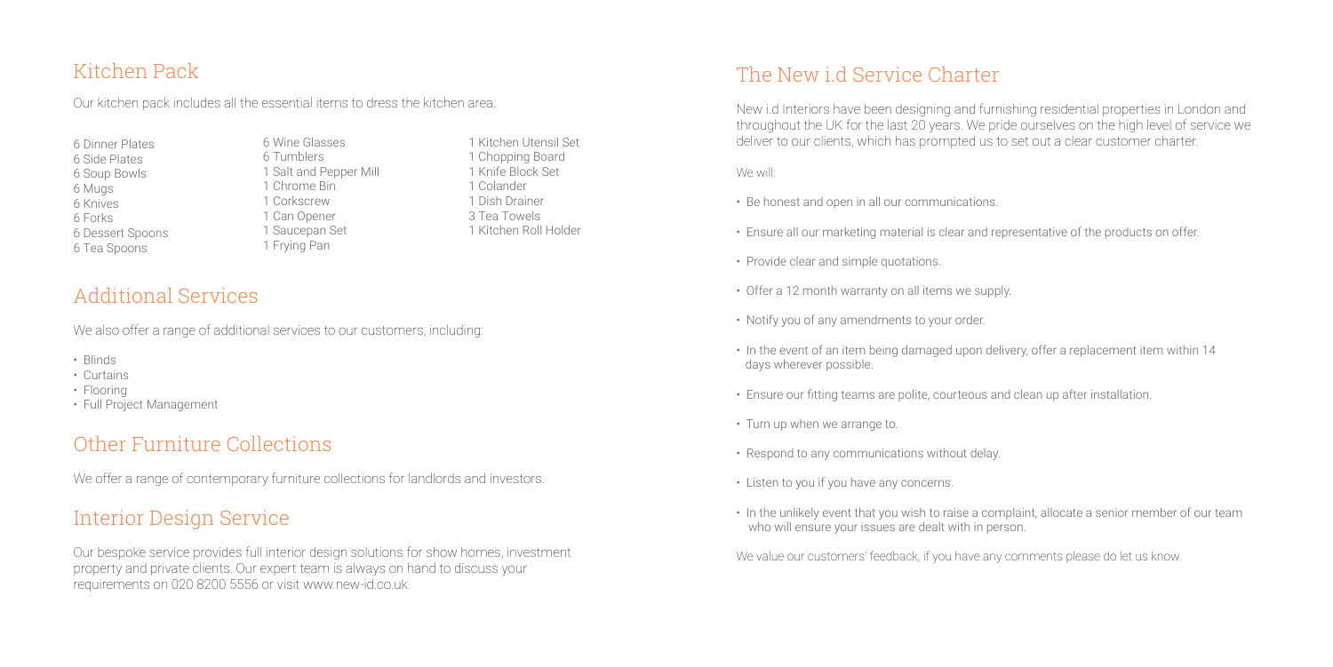## Kitchen Pack

Our kitchen pack includes all the essential items to dress the kitchen area.

6 Dinner Plates
6 Side Plates
6 Soup Bowls
6 Mugs
6 Knives
6 Forks
6 Dessert Spoons
6 Tea Spoons

6 Wine Glasses
6 Tumblers
1 Salt and Pepper Mill
1 Chrome Bin
1 Corkscrew
1 Can Opener
1 Saucepan Set
1 Frying Pan

1 Kitchen Utensil Set
1 Chopping Board
1 Knife Block Set
1 Colander
1 Dish Drainer
3 Tea Towels
1 Kitchen Roll Holder

## Additional Services

We also offer a range of additional services to our customers, including:

- Blinds
- Curtains
- Flooring
- Full Project Management

## Other Furniture Collections

We offer a range of contemporary furniture collections for landlords and investors.

## Interior Design Service

Our bespoke service provides full interior design solutions for show homes, investment property and private clients. Our expert team is always on hand to discuss your requirements on 020 8200 5556 or visit www.new-id.co.uk.

## The New i.d Service Charter

New i.d Interiors have been designing and furnishing residential properties in London and throughout the UK for the last 20 years. We pride ourselves on the high level of service we deliver to our clients, which has prompted us to set out a clear customer charter.

We will:

- Be honest and open in all our communications.
- Ensure all our marketing material is clear and representative of the products on offer.
- Provide clear and simple quotations.
- Offer a 12 month warranty on all items we supply.
- Notify you of any amendments to your order.
- In the event of an item being damaged upon delivery, offer a replacement item within 14 days wherever possible.
- Ensure our fitting teams are polite, courteous and clean up after installation.
- Turn up when we arrange to.
- Respond to any communications without delay.
- Listen to you if you have any concerns.
- In the unlikely event that you wish to raise a complaint, allocate a senior member of our team who will ensure your issues are dealt with in person.

We value our customers' feedback, if you have any comments please do let us know.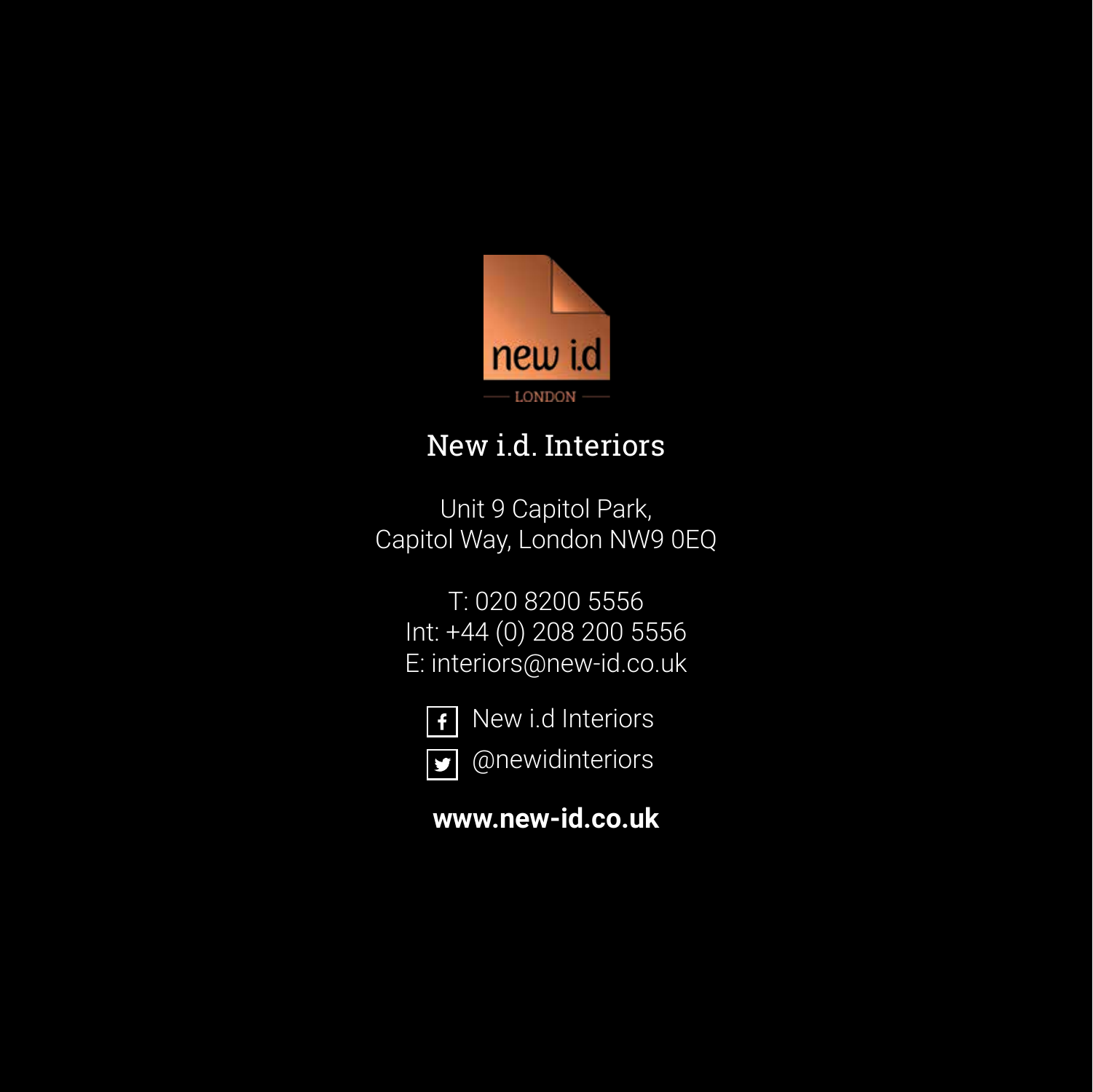new i.d

LONDON

## New i.d. Interiors

Unit 9 Capitol Park,
Capitol Way, London NW9 0EQ

T: 020 8200 5556
Int: +44 (0) 208 200 5556
E: interiors@new-id.co.uk

New i.d Interiors
@newidinteriors

**www.new-id.co.uk**